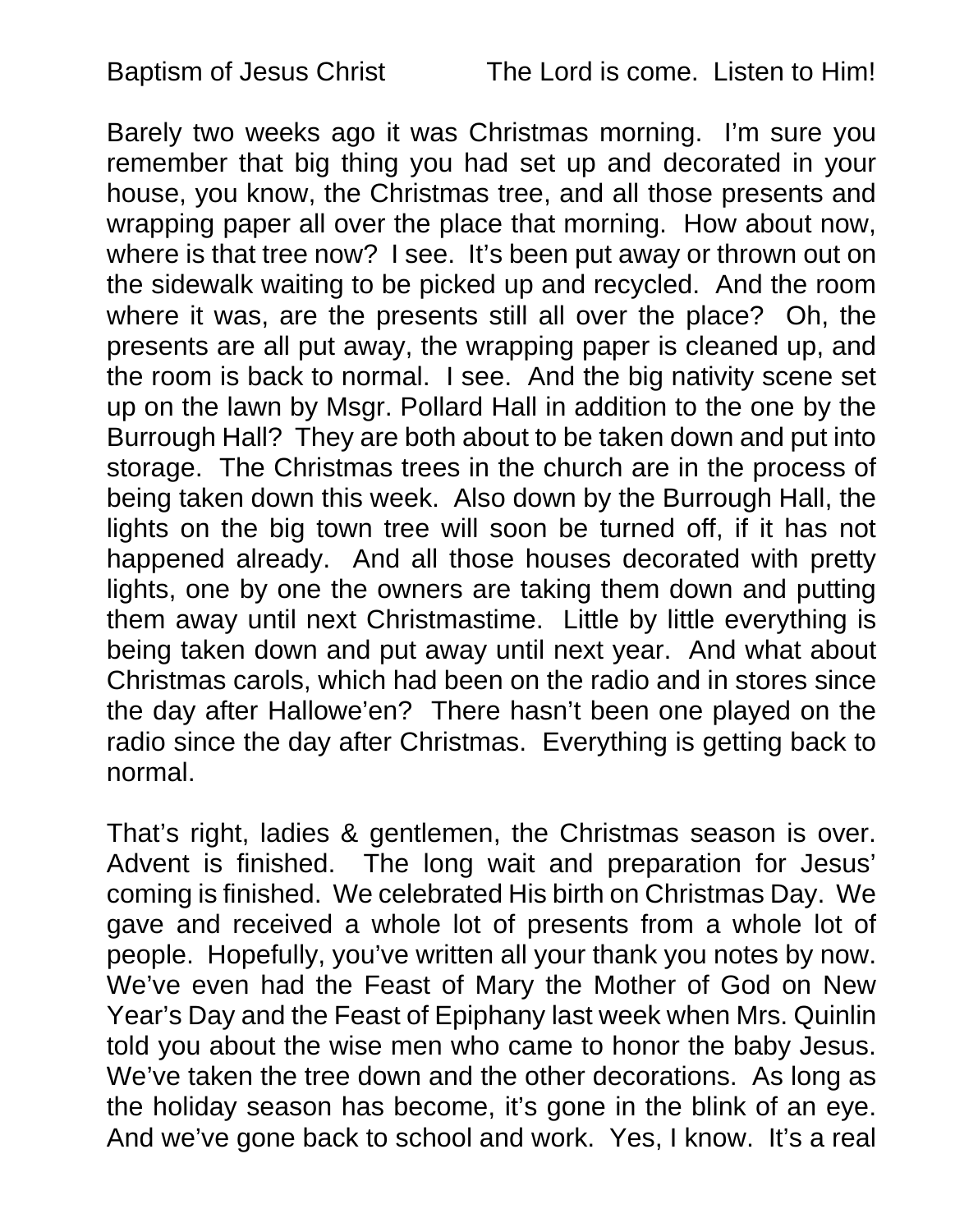Baptism of Jesus Christ The Lord is come. Listen to Him!

Barely two weeks ago it was Christmas morning. I'm sure you remember that big thing you had set up and decorated in your house, you know, the Christmas tree, and all those presents and wrapping paper all over the place that morning. How about now, where is that tree now? I see. It's been put away or thrown out on the sidewalk waiting to be picked up and recycled. And the room where it was, are the presents still all over the place? Oh, the presents are all put away, the wrapping paper is cleaned up, and the room is back to normal. I see. And the big nativity scene set up on the lawn by Msgr. Pollard Hall in addition to the one by the Burrough Hall? They are both about to be taken down and put into storage. The Christmas trees in the church are in the process of being taken down this week. Also down by the Burrough Hall, the lights on the big town tree will soon be turned off, if it has not happened already. And all those houses decorated with pretty lights, one by one the owners are taking them down and putting them away until next Christmastime. Little by little everything is being taken down and put away until next year. And what about Christmas carols, which had been on the radio and in stores since the day after Hallowe'en? There hasn't been one played on the radio since the day after Christmas. Everything is getting back to normal.

That's right, ladies & gentlemen, the Christmas season is over. Advent is finished. The long wait and preparation for Jesus' coming is finished. We celebrated His birth on Christmas Day. We gave and received a whole lot of presents from a whole lot of people. Hopefully, you've written all your thank you notes by now. We've even had the Feast of Mary the Mother of God on New Year's Day and the Feast of Epiphany last week when Mrs. Quinlin told you about the wise men who came to honor the baby Jesus. We've taken the tree down and the other decorations. As long as the holiday season has become, it's gone in the blink of an eye. And we've gone back to school and work. Yes, I know. It's a real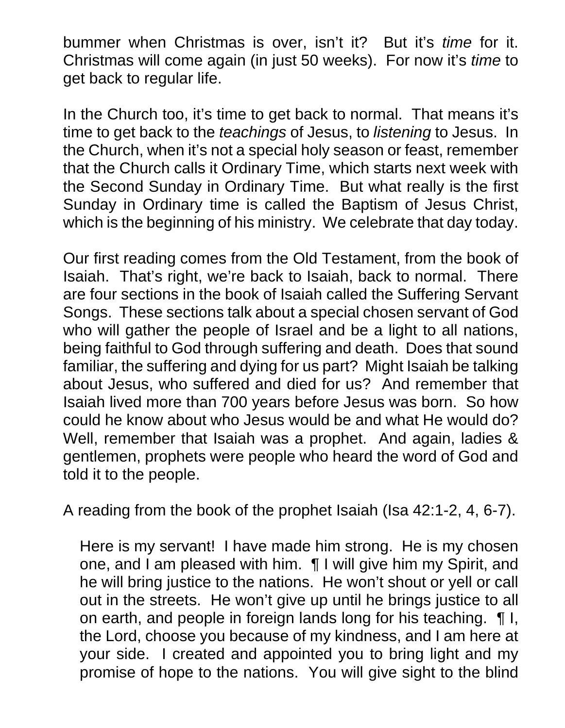bummer when Christmas is over, isn't it? But it's *time* for it. Christmas will come again (in just 50 weeks). For now it's *time* to get back to regular life.

In the Church too, it's time to get back to normal. That means it's time to get back to the *teachings* of Jesus, to *listening* to Jesus. In the Church, when it's not a special holy season or feast, remember that the Church calls it Ordinary Time, which starts next week with the Second Sunday in Ordinary Time. But what really is the first Sunday in Ordinary time is called the Baptism of Jesus Christ, which is the beginning of his ministry. We celebrate that day today.

Our first reading comes from the Old Testament, from the book of Isaiah. That's right, we're back to Isaiah, back to normal. There are four sections in the book of Isaiah called the Suffering Servant Songs. These sections talk about a special chosen servant of God who will gather the people of Israel and be a light to all nations, being faithful to God through suffering and death. Does that sound familiar, the suffering and dying for us part? Might Isaiah be talking about Jesus, who suffered and died for us? And remember that Isaiah lived more than 700 years before Jesus was born. So how could he know about who Jesus would be and what He would do? Well, remember that Isaiah was a prophet. And again, ladies & gentlemen, prophets were people who heard the word of God and told it to the people.

A reading from the book of the prophet Isaiah (Isa 42:1-2, 4, 6-7).

> Here is my servant! I have made him strong. He is my chosen one, and I am pleased with him. ¶ I will give him my Spirit, and he will bring justice to the nations. He won't shout or yell or call out in the streets. He won't give up until he brings justice to all on earth, and people in foreign lands long for his teaching. ¶ I, the Lord, choose you because of my kindness, and I am here at your side. I created and appointed you to bring light and my promise of hope to the nations. You will give sight to the blind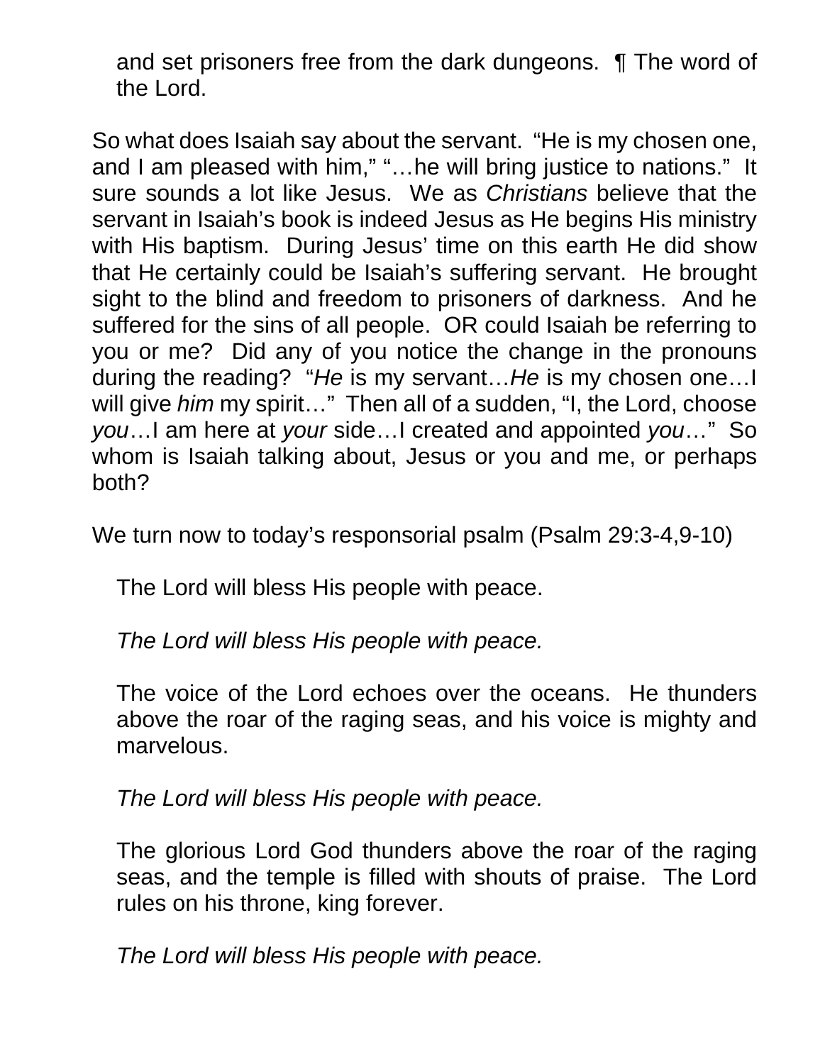and set prisoners free from the dark dungeons. ¶ The word of the Lord.

So what does Isaiah say about the servant. "He is my chosen one, and I am pleased with him," "…he will bring justice to nations." It sure sounds a lot like Jesus. We as *Christians* believe that the servant in Isaiah's book is indeed Jesus as He begins His ministry with His baptism. During Jesus' time on this earth He did show that He certainly could be Isaiah's suffering servant. He brought sight to the blind and freedom to prisoners of darkness. And he suffered for the sins of all people. OR could Isaiah be referring to you or me? Did any of you notice the change in the pronouns during the reading? "*He* is my servant…*He* is my chosen one…I will give *him* my spirit…" Then all of a sudden, "I, the Lord, choose *you*…I am here at *your* side…I created and appointed *you*…" So whom is Isaiah talking about, Jesus or you and me, or perhaps both?

We turn now to today's responsorial psalm (Psalm 29:3-4,9-10)

The Lord will bless His people with peace.

*The Lord will bless His people with peace.*

The voice of the Lord echoes over the oceans. He thunders above the roar of the raging seas, and his voice is mighty and marvelous.

*The Lord will bless His people with peace.*

The glorious Lord God thunders above the roar of the raging seas, and the temple is filled with shouts of praise. The Lord rules on his throne, king forever.

*The Lord will bless His people with peace.*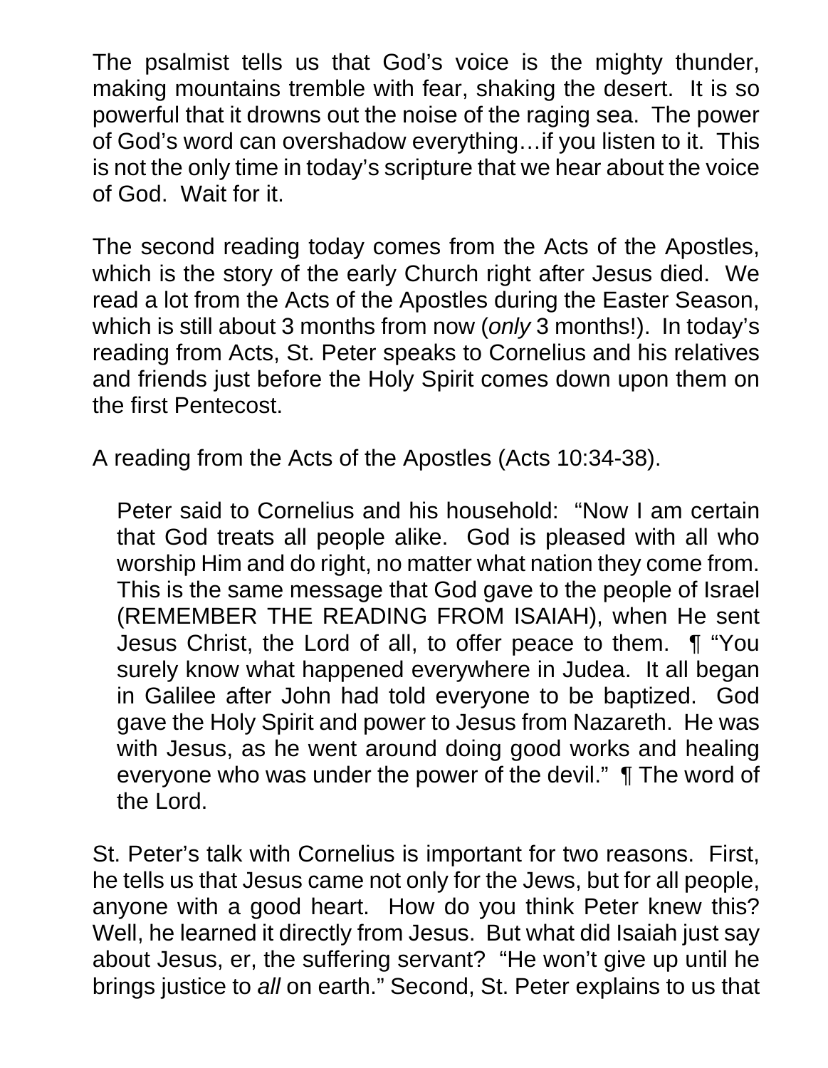The psalmist tells us that God's voice is the mighty thunder, making mountains tremble with fear, shaking the desert. It is so powerful that it drowns out the noise of the raging sea. The power of God's word can overshadow everything…if you listen to it. This is not the only time in today's scripture that we hear about the voice of God. Wait for it.

The second reading today comes from the Acts of the Apostles, which is the story of the early Church right after Jesus died. We read a lot from the Acts of the Apostles during the Easter Season, which is still about 3 months from now (*only* 3 months!). In today's reading from Acts, St. Peter speaks to Cornelius and his relatives and friends just before the Holy Spirit comes down upon them on the first Pentecost.

A reading from the Acts of the Apostles (Acts 10:34-38).

> Peter said to Cornelius and his household: "Now I am certain that God treats all people alike. God is pleased with all who worship Him and do right, no matter what nation they come from. This is the same message that God gave to the people of Israel (REMEMBER THE READING FROM ISAIAH), when He sent Jesus Christ, the Lord of all, to offer peace to them. ¶ "You surely know what happened everywhere in Judea. It all began in Galilee after John had told everyone to be baptized. God gave the Holy Spirit and power to Jesus from Nazareth. He was with Jesus, as he went around doing good works and healing everyone who was under the power of the devil." ¶ The word of the Lord.

St. Peter's talk with Cornelius is important for two reasons. First, he tells us that Jesus came not only for the Jews, but for all people, anyone with a good heart. How do you think Peter knew this? Well, he learned it directly from Jesus. But what did Isaiah just say about Jesus, er, the suffering servant? "He won't give up until he brings justice to *all* on earth." Second, St. Peter explains to us that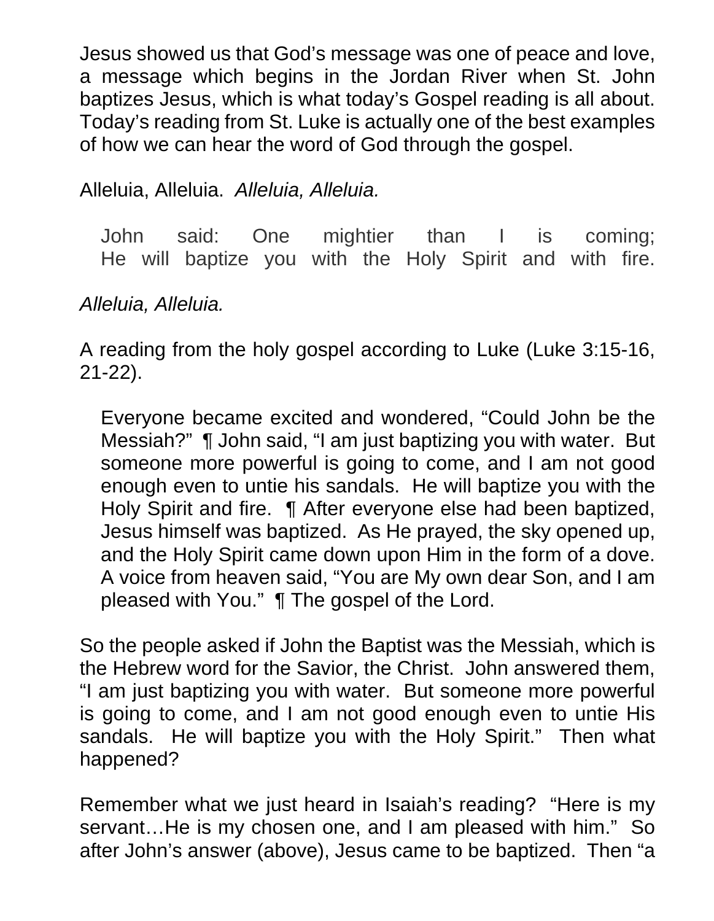Jesus showed us that God’s message was one of peace and love, a message which begins in the Jordan River when St. John baptizes Jesus, which is what today’s Gospel reading is all about. Today’s reading from St. Luke is actually one of the best examples of how we can hear the word of God through the gospel.

Alleluia, Alleluia. *Alleluia, Alleluia.*

> John said: One mightier than I is coming;
> He will baptize you with the Holy Spirit and with fire.

*Alleluia, Alleluia.*

A reading from the holy gospel according to Luke (Luke 3:15-16, 21-22).

> Everyone became excited and wondered, “Could John be the Messiah?” ¶ John said, “I am just baptizing you with water. But someone more powerful is going to come, and I am not good enough even to untie his sandals. He will baptize you with the Holy Spirit and fire. ¶ After everyone else had been baptized, Jesus himself was baptized. As He prayed, the sky opened up, and the Holy Spirit came down upon Him in the form of a dove. A voice from heaven said, “You are My own dear Son, and I am pleased with You.” ¶ The gospel of the Lord.

So the people asked if John the Baptist was the Messiah, which is the Hebrew word for the Savior, the Christ. John answered them, “I am just baptizing you with water. But someone more powerful is going to come, and I am not good enough even to untie His sandals. He will baptize you with the Holy Spirit.” Then what happened?

Remember what we just heard in Isaiah’s reading? “Here is my servant…He is my chosen one, and I am pleased with him.” So after John’s answer (above), Jesus came to be baptized. Then “a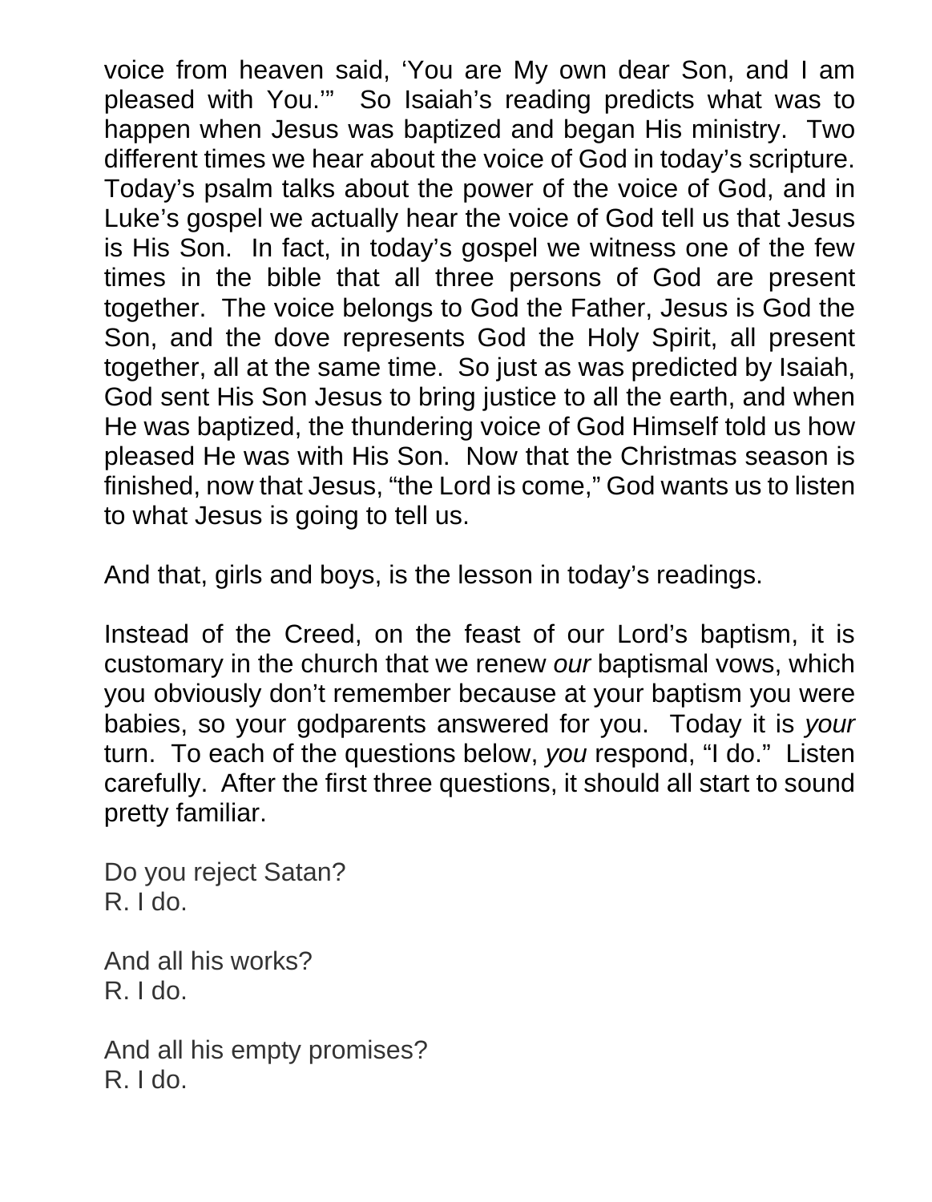voice from heaven said, 'You are My own dear Son, and I am pleased with You.'" So Isaiah's reading predicts what was to happen when Jesus was baptized and began His ministry. Two different times we hear about the voice of God in today's scripture. Today's psalm talks about the power of the voice of God, and in Luke's gospel we actually hear the voice of God tell us that Jesus is His Son. In fact, in today's gospel we witness one of the few times in the bible that all three persons of God are present together. The voice belongs to God the Father, Jesus is God the Son, and the dove represents God the Holy Spirit, all present together, all at the same time. So just as was predicted by Isaiah, God sent His Son Jesus to bring justice to all the earth, and when He was baptized, the thundering voice of God Himself told us how pleased He was with His Son. Now that the Christmas season is finished, now that Jesus, "the Lord is come," God wants us to listen to what Jesus is going to tell us.

And that, girls and boys, is the lesson in today's readings.

Instead of the Creed, on the feast of our Lord's baptism, it is customary in the church that we renew *our* baptismal vows, which you obviously don't remember because at your baptism you were babies, so your godparents answered for you. Today it is *your* turn. To each of the questions below, *you* respond, "I do." Listen carefully. After the first three questions, it should all start to sound pretty familiar.

Do you reject Satan?
R. I do.

And all his works?
R. I do.

And all his empty promises?
R. I do.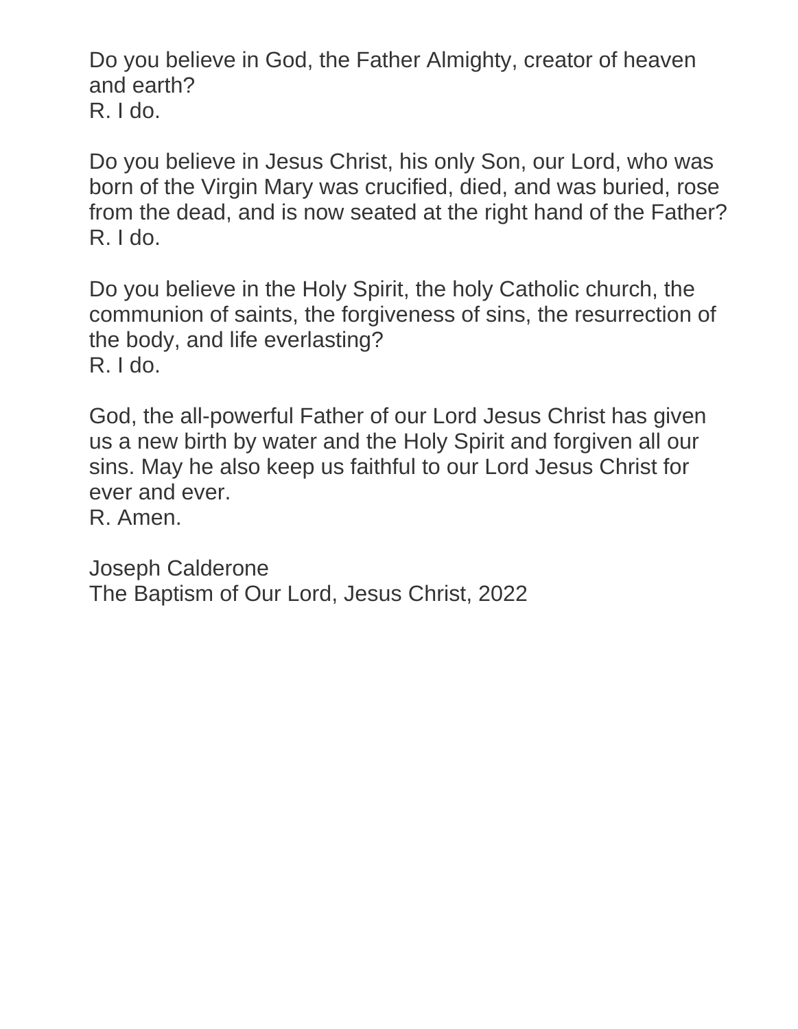Do you believe in God, the Father Almighty, creator of heaven and earth?
R. I do.

Do you believe in Jesus Christ, his only Son, our Lord, who was born of the Virgin Mary was crucified, died, and was buried, rose from the dead, and is now seated at the right hand of the Father?
R. I do.

Do you believe in the Holy Spirit, the holy Catholic church, the communion of saints, the forgiveness of sins, the resurrection of the body, and life everlasting?
R. I do.

God, the all-powerful Father of our Lord Jesus Christ has given us a new birth by water and the Holy Spirit and forgiven all our sins. May he also keep us faithful to our Lord Jesus Christ for ever and ever.
R. Amen.

Joseph Calderone
The Baptism of Our Lord, Jesus Christ, 2022